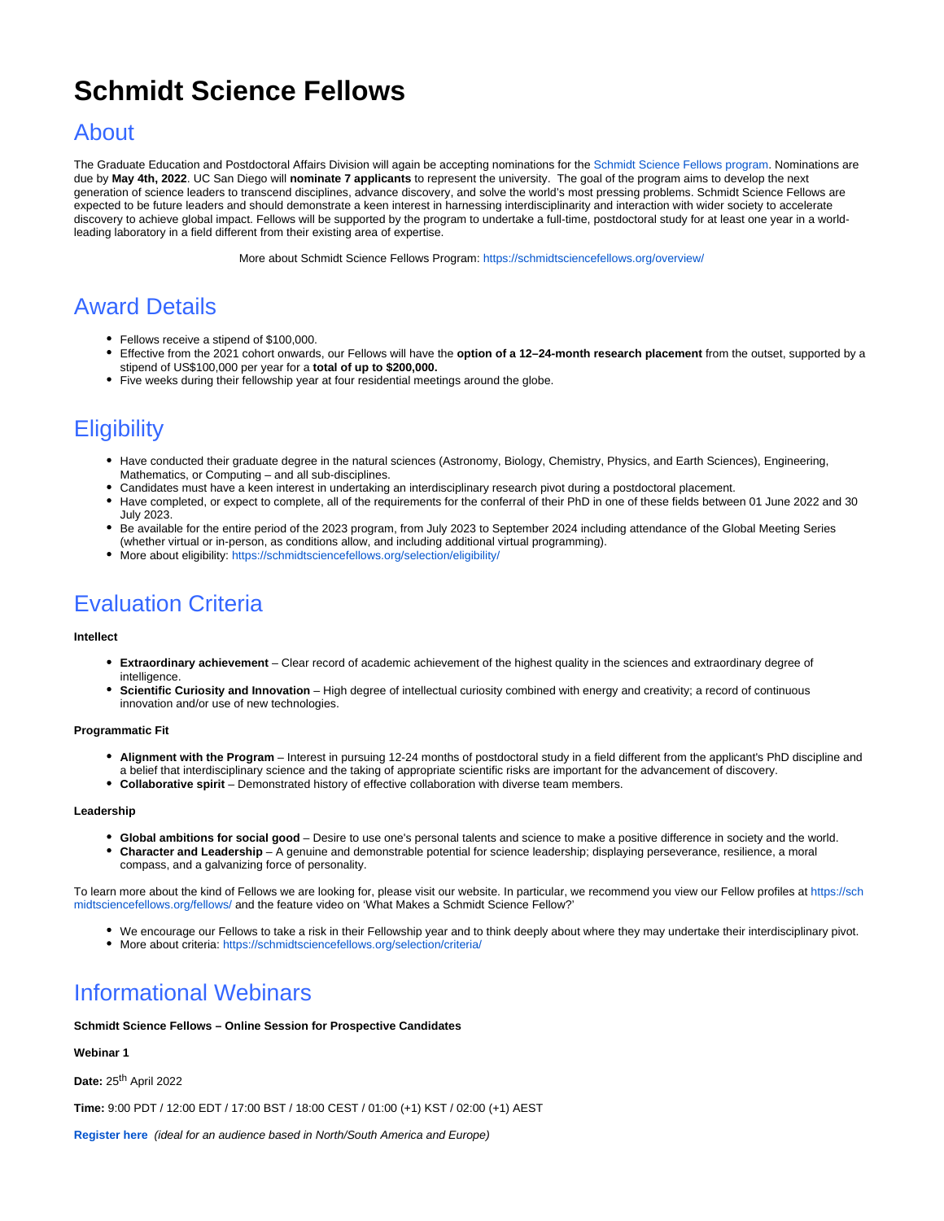# Schmidt Science Fellows

## About

The Graduate Education and Postdoctoral Affairs Division will again be accepting nominations for the Schmidt Science Fellows program. Nominations are due by **May 4th, 2022**. UC San Diego will **nominate 7 applicants** to represent the university. The goal of the program aims to develop the next generation of science leaders to transcend disciplines, advance discovery, and solve the world's most pressing problems. Schmidt Science Fellows are expected to be future leaders and should demonstrate a keen interest in harnessing interdisciplinarity and interaction with wider society to accelerate discovery to achieve global impact. Fellows will be supported by the program to undertake a full-time, postdoctoral study for at least one year in a world-leading laboratory in a field different from their existing area of expertise.

More about Schmidt Science Fellows Program: https://schmidtsciencefellows.org/overview/

## Award Details

- Fellows receive a stipend of $100,000.
- Effective from the 2021 cohort onwards, our Fellows will have the **option of a 12–24-month research placement** from the outset, supported by a stipend of US$100,000 per year for a **total of up to $200,000.**
- Five weeks during their fellowship year at four residential meetings around the globe.

## Eligibility

- Have conducted their graduate degree in the natural sciences (Astronomy, Biology, Chemistry, Physics, and Earth Sciences), Engineering, Mathematics, or Computing – and all sub-disciplines.
- Candidates must have a keen interest in undertaking an interdisciplinary research pivot during a postdoctoral placement.
- Have completed, or expect to complete, all of the requirements for the conferral of their PhD in one of these fields between 01 June 2022 and 30 July 2023.
- Be available for the entire period of the 2023 program, from July 2023 to September 2024 including attendance of the Global Meeting Series (whether virtual or in-person, as conditions allow, and including additional virtual programming).
- More about eligibility: https://schmidtsciencefellows.org/selection/eligibility/

## Evaluation Criteria

**Intellect**

- **Extraordinary achievement** – Clear record of academic achievement of the highest quality in the sciences and extraordinary degree of intelligence.
- **Scientific Curiosity and Innovation** – High degree of intellectual curiosity combined with energy and creativity; a record of continuous innovation and/or use of new technologies.

**Programmatic Fit**

- **Alignment with the Program** – Interest in pursuing 12-24 months of postdoctoral study in a field different from the applicant's PhD discipline and a belief that interdisciplinary science and the taking of appropriate scientific risks are important for the advancement of discovery.
- **Collaborative spirit** – Demonstrated history of effective collaboration with diverse team members.

**Leadership**

- **Global ambitions for social good** – Desire to use one's personal talents and science to make a positive difference in society and the world.
- **Character and Leadership** – A genuine and demonstrable potential for science leadership; displaying perseverance, resilience, a moral compass, and a galvanizing force of personality.

To learn more about the kind of Fellows we are looking for, please visit our website. In particular, we recommend you view our Fellow profiles at https://schmidtsciencefellows.org/fellows/ and the feature video on 'What Makes a Schmidt Science Fellow?'

- We encourage our Fellows to take a risk in their Fellowship year and to think deeply about where they may undertake their interdisciplinary pivot.
- More about criteria: https://schmidtsciencefellows.org/selection/criteria/

## Informational Webinars

**Schmidt Science Fellows – Online Session for Prospective Candidates**

**Webinar 1**

**Date:** 25th April 2022

**Time:** 9:00 PDT / 12:00 EDT / 17:00 BST / 18:00 CEST / 01:00 (+1) KST / 02:00 (+1) AEST

**Register here** *(ideal for an audience based in North/South America and Europe)*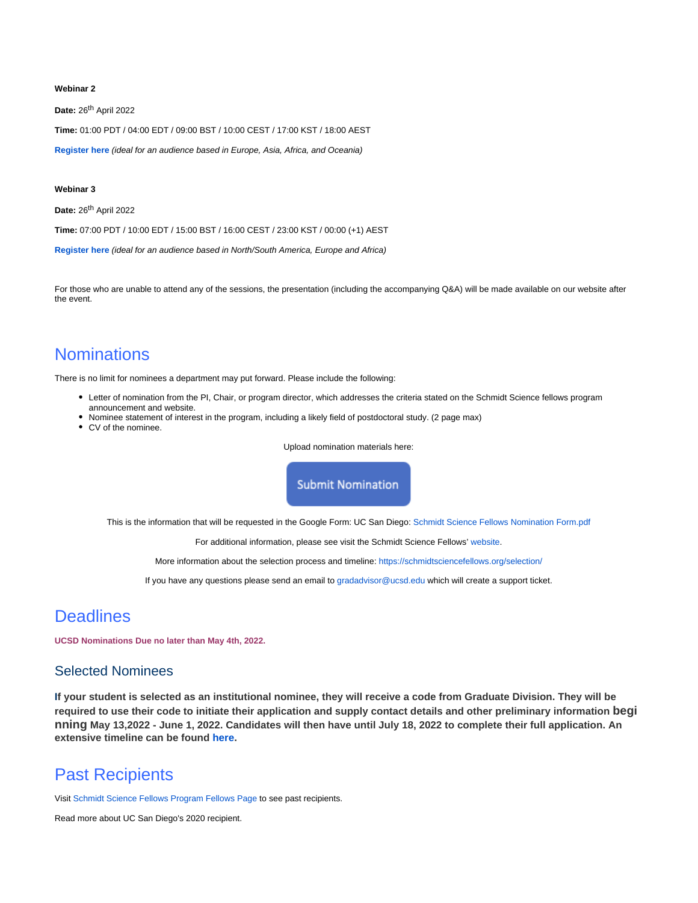**Webinar 2**

**Date:** 26th April 2022

**Time:** 01:00 PDT / 04:00 EDT / 09:00 BST / 10:00 CEST / 17:00 KST / 18:00 AEST

**Register here** *(ideal for an audience based in Europe, Asia, Africa, and Oceania)*

**Webinar 3**

**Date:** 26th April 2022

**Time:** 07:00 PDT / 10:00 EDT / 15:00 BST / 16:00 CEST / 23:00 KST / 00:00 (+1) AEST

**Register here** *(ideal for an audience based in North/South America, Europe and Africa)*

For those who are unable to attend any of the sessions, the presentation (including the accompanying Q&A) will be made available on our website after the event.

# Nominations

There is no limit for nominees a department may put forward. Please include the following:

- Letter of nomination from the PI, Chair, or program director, which addresses the criteria stated on the Schmidt Science fellows program announcement and website.
- Nominee statement of interest in the program, including a likely field of postdoctoral study. (2 page max)
- CV of the nominee.

Upload nomination materials here:

Submit Nomination

This is the information that will be requested in the Google Form: UC San Diego: Schmidt Science Fellows Nomination Form.pdf

For additional information, please see visit the Schmidt Science Fellows' website.

More information about the selection process and timeline: https://schmidtsciencefellows.org/selection/

If you have any questions please send an email to gradadvisor@ucsd.edu which will create a support ticket.

# Deadlines

**UCSD Nominations Due no later than May 4th, 2022.**

## Selected Nominees

**If your student is selected as an institutional nominee, they will receive a code from Graduate Division. They will be required to use their code to initiate their application and supply contact details and other preliminary information beginning May 13,2022 - June 1, 2022. Candidates will then have until July 18, 2022 to complete their full application. An extensive timeline can be found here.**

# Past Recipients

Visit Schmidt Science Fellows Program Fellows Page to see past recipients.

Read more about UC San Diego's 2020 recipient.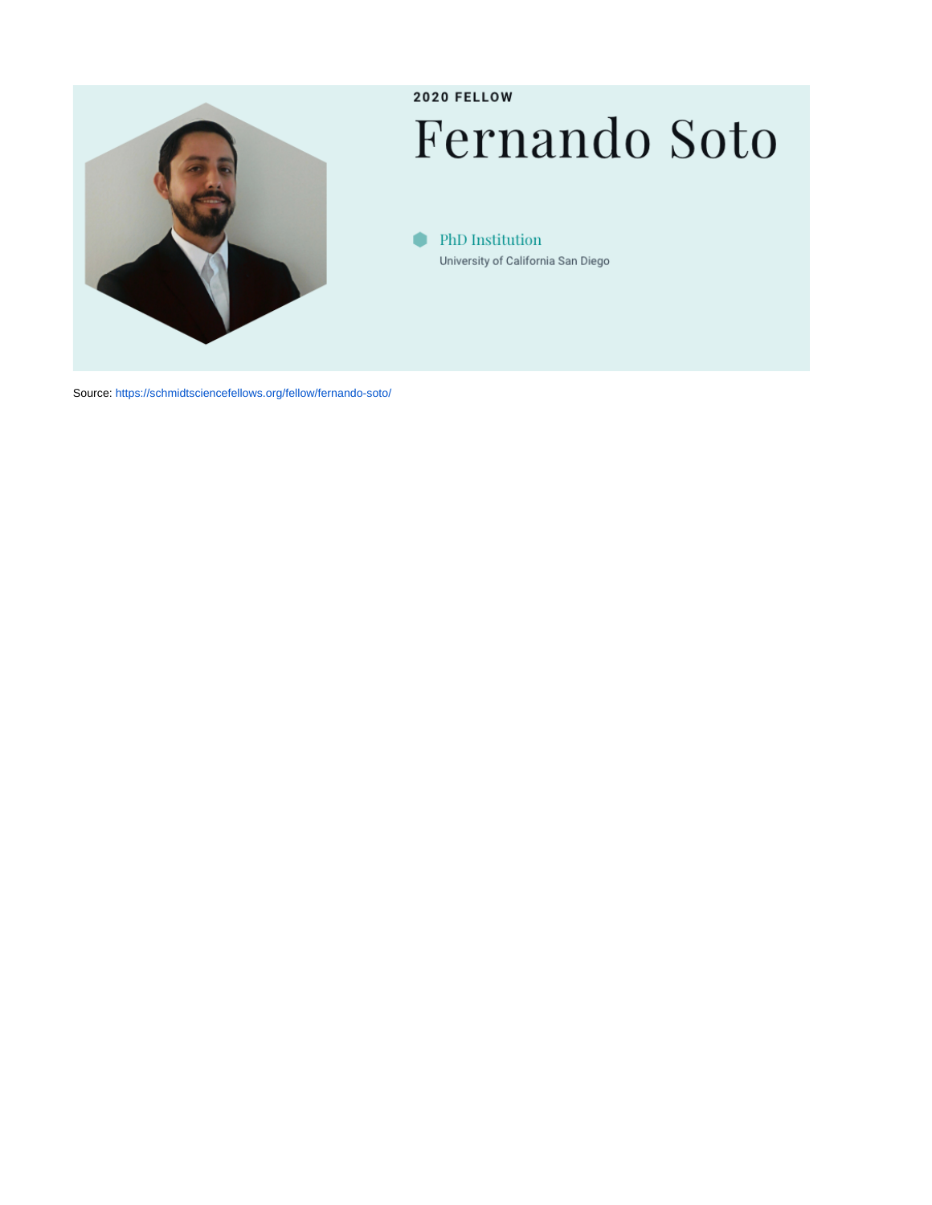2020 FELLOW

# Fernando Soto

PhD Institution

University of California San Diego

Source: https://schmidtsciencefellows.org/fellow/fernando-soto/